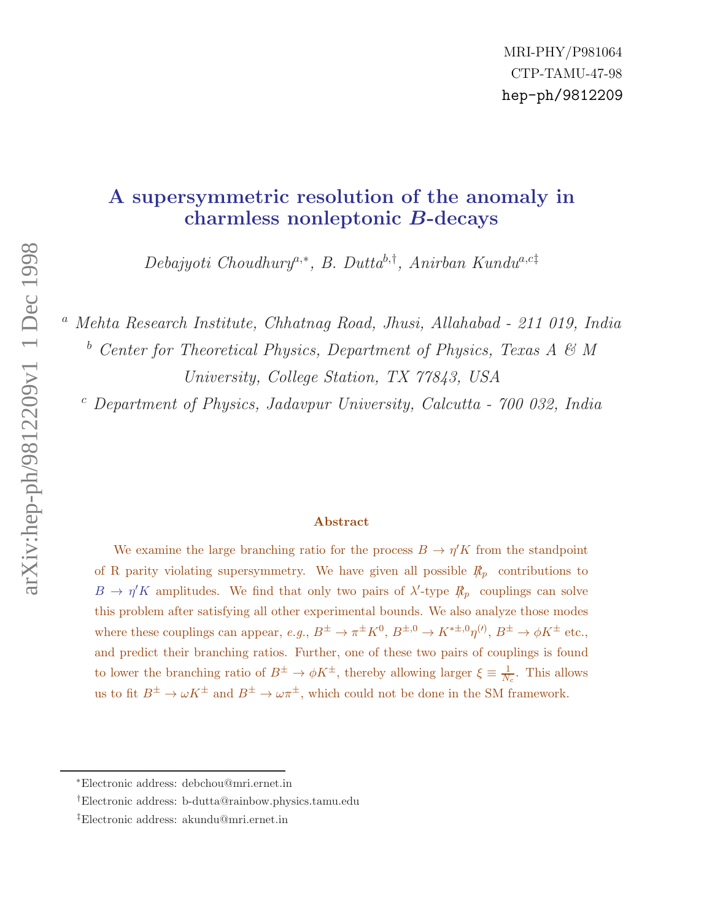MRI-PHY/P981064

CTP-TAMU-47-98

hep-ph/9812209

# A supersymmetric resolution of the anomaly in charmless nonleptonic $B$-decays

*Debajyoti Choudhury*[a,*], *B. Dutta*[b,†], *Anirban Kundu*[a,c‡]

[a] *Mehta Research Institute, Chhatnag Road, Jhusi, Allahabad - 211 019, India*

[b] *Center for Theoretical Physics, Department of Physics, Texas A & M University, College Station, TX 77843, USA*

[c] *Department of Physics, Jadavpur University, Calcutta - 700 032, India*

## Abstract

We examine the large branching ratio for the process $B \to \eta' K$ from the standpoint of R parity violating supersymmetry. We have given all possible $R\!\!\!/_p$ contributions to $B \to \eta' K$ amplitudes. We find that only two pairs of $\lambda'$-type $R\!\!\!/_p$ couplings can solve this problem after satisfying all other experimental bounds. We also analyze those modes where these couplings can appear, *e.g.*, $B^\pm \to \pi^\pm K^0$, $B^{\pm,0} \to K^{*\pm,0}\eta^{(\prime)}$, $B^\pm \to \phi K^\pm$ etc., and predict their branching ratios. Further, one of these two pairs of couplings is found to lower the branching ratio of $B^\pm \to \phi K^\pm$, thereby allowing larger $\xi \equiv \frac{1}{N_c}$. This allows us to fit $B^\pm \to \omega K^\pm$ and $B^\pm \to \omega \pi^\pm$, which could not be done in the SM framework.

---

*Electronic address: debchou@mri.ernet.in

†Electronic address: b-dutta@rainbow.physics.tamu.edu

‡Electronic address: akundu@mri.ernet.in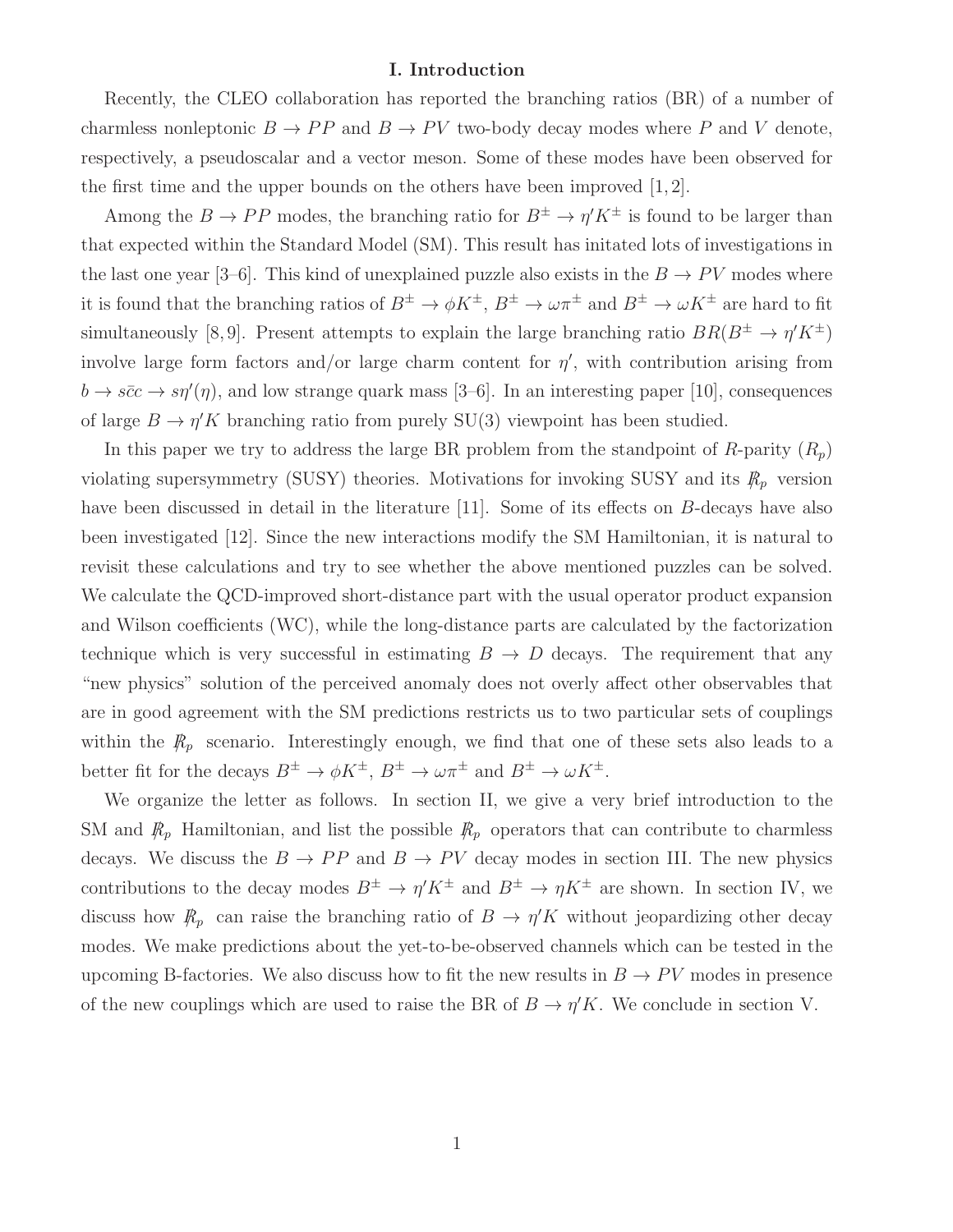## I. Introduction

Recently, the CLEO collaboration has reported the branching ratios (BR) of a number of charmless nonleptonic $B \to PP$ and $B \to PV$ two-body decay modes where $P$ and $V$ denote, respectively, a pseudoscalar and a vector meson. Some of these modes have been observed for the first time and the upper bounds on the others have been improved [1, 2].

Among the $B \to PP$ modes, the branching ratio for $B^{\pm} \to \eta' K^{\pm}$ is found to be larger than that expected within the Standard Model (SM). This result has initated lots of investigations in the last one year [3–6]. This kind of unexplained puzzle also exists in the $B \to PV$ modes where it is found that the branching ratios of $B^{\pm} \to \phi K^{\pm}$, $B^{\pm} \to \omega \pi^{\pm}$ and $B^{\pm} \to \omega K^{\pm}$ are hard to fit simultaneously [8, 9]. Present attempts to explain the large branching ratio $BR(B^{\pm} \to \eta' K^{\pm})$ involve large form factors and/or large charm content for $\eta'$, with contribution arising from $b \to s\bar{c}c \to s\eta'(\eta)$, and low strange quark mass [3–6]. In an interesting paper [10], consequences of large $B \to \eta' K$ branching ratio from purely SU(3) viewpoint has been studied.

In this paper we try to address the large BR problem from the standpoint of $R$-parity ($R_p$) violating supersymmetry (SUSY) theories. Motivations for invoking SUSY and its $\not{R}_p$ version have been discussed in detail in the literature [11]. Some of its effects on $B$-decays have also been investigated [12]. Since the new interactions modify the SM Hamiltonian, it is natural to revisit these calculations and try to see whether the above mentioned puzzles can be solved. We calculate the QCD-improved short-distance part with the usual operator product expansion and Wilson coefficients (WC), while the long-distance parts are calculated by the factorization technique which is very successful in estimating $B \to D$ decays. The requirement that any "new physics" solution of the perceived anomaly does not overly affect other observables that are in good agreement with the SM predictions restricts us to two particular sets of couplings within the $\not{R}_p$ scenario. Interestingly enough, we find that one of these sets also leads to a better fit for the decays $B^{\pm} \to \phi K^{\pm}$, $B^{\pm} \to \omega \pi^{\pm}$ and $B^{\pm} \to \omega K^{\pm}$.

We organize the letter as follows. In section II, we give a very brief introduction to the SM and $\not{R}_p$ Hamiltonian, and list the possible $\not{R}_p$ operators that can contribute to charmless decays. We discuss the $B \to PP$ and $B \to PV$ decay modes in section III. The new physics contributions to the decay modes $B^{\pm} \to \eta' K^{\pm}$ and $B^{\pm} \to \eta K^{\pm}$ are shown. In section IV, we discuss how $\not{R}_p$ can raise the branching ratio of $B \to \eta' K$ without jeopardizing other decay modes. We make predictions about the yet-to-be-observed channels which can be tested in the upcoming B-factories. We also discuss how to fit the new results in $B \to PV$ modes in presence of the new couplings which are used to raise the BR of $B \to \eta' K$. We conclude in section V.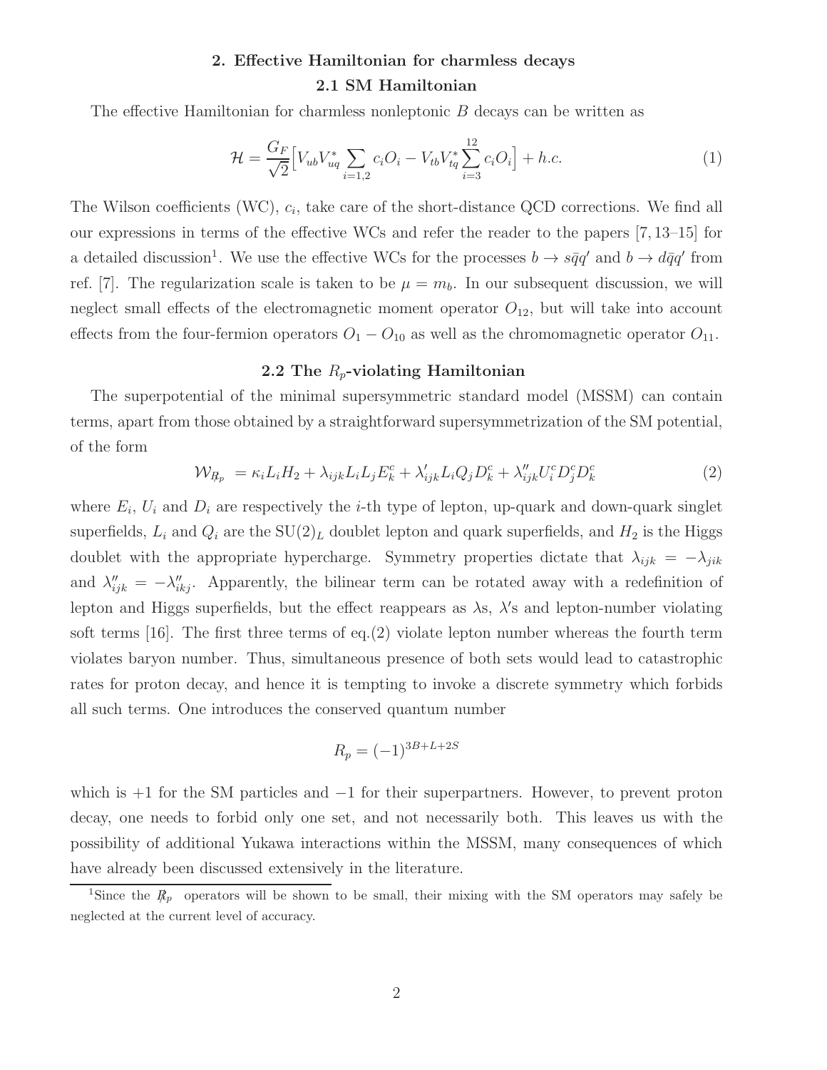## 2. Effective Hamiltonian for charmless decays

### 2.1 SM Hamiltonian

The effective Hamiltonian for charmless nonleptonic $B$ decays can be written as

$$\mathcal{H} = \frac{G_F}{\sqrt{2}}\Big[V_{ub}V^*_{uq}\sum_{i=1,2} c_i O_i - V_{tb}V^*_{tq}\sum_{i=3}^{12} c_i O_i\Big] + h.c. \tag{1}$$

The Wilson coefficients (WC), $c_i$, take care of the short-distance QCD corrections. We find all our expressions in terms of the effective WCs and refer the reader to the papers [7, 13–15] for a detailed discussion[1]. We use the effective WCs for the processes $b \to s\bar{q}q'$ and $b \to d\bar{q}q'$ from ref. [7]. The regularization scale is taken to be $\mu = m_b$. In our subsequent discussion, we will neglect small effects of the electromagnetic moment operator $O_{12}$, but will take into account effects from the four-fermion operators $O_1 - O_{10}$ as well as the chromomagnetic operator $O_{11}$.

### 2.2 The $R_p$-violating Hamiltonian

The superpotential of the minimal supersymmetric standard model (MSSM) can contain terms, apart from those obtained by a straightforward supersymmetrization of the SM potential, of the form

$$\mathcal{W}_{\not R_p} = \kappa_i L_i H_2 + \lambda_{ijk} L_i L_j E^c_k + \lambda'_{ijk} L_i Q_j D^c_k + \lambda''_{ijk} U^c_i D^c_j D^c_k \tag{2}$$

where $E_i$, $U_i$ and $D_i$ are respectively the $i$-th type of lepton, up-quark and down-quark singlet superfields, $L_i$ and $Q_i$ are the $\mathrm{SU}(2)_L$ doublet lepton and quark superfields, and $H_2$ is the Higgs doublet with the appropriate hypercharge. Symmetry properties dictate that $\lambda_{ijk} = -\lambda_{jik}$ and $\lambda''_{ijk} = -\lambda''_{ikj}$. Apparently, the bilinear term can be rotated away with a redefinition of lepton and Higgs superfields, but the effect reappears as $\lambda$s, $\lambda'$s and lepton-number violating soft terms [16]. The first three terms of eq.(2) violate lepton number whereas the fourth term violates baryon number. Thus, simultaneous presence of both sets would lead to catastrophic rates for proton decay, and hence it is tempting to invoke a discrete symmetry which forbids all such terms. One introduces the conserved quantum number

$$R_p = (-1)^{3B+L+2S}$$

which is $+1$ for the SM particles and $-1$ for their superpartners. However, to prevent proton decay, one needs to forbid only one set, and not necessarily both. This leaves us with the possibility of additional Yukawa interactions within the MSSM, many consequences of which have already been discussed extensively in the literature.

[1] Since the $\not R_p$ operators will be shown to be small, their mixing with the SM operators may safely be neglected at the current level of accuracy.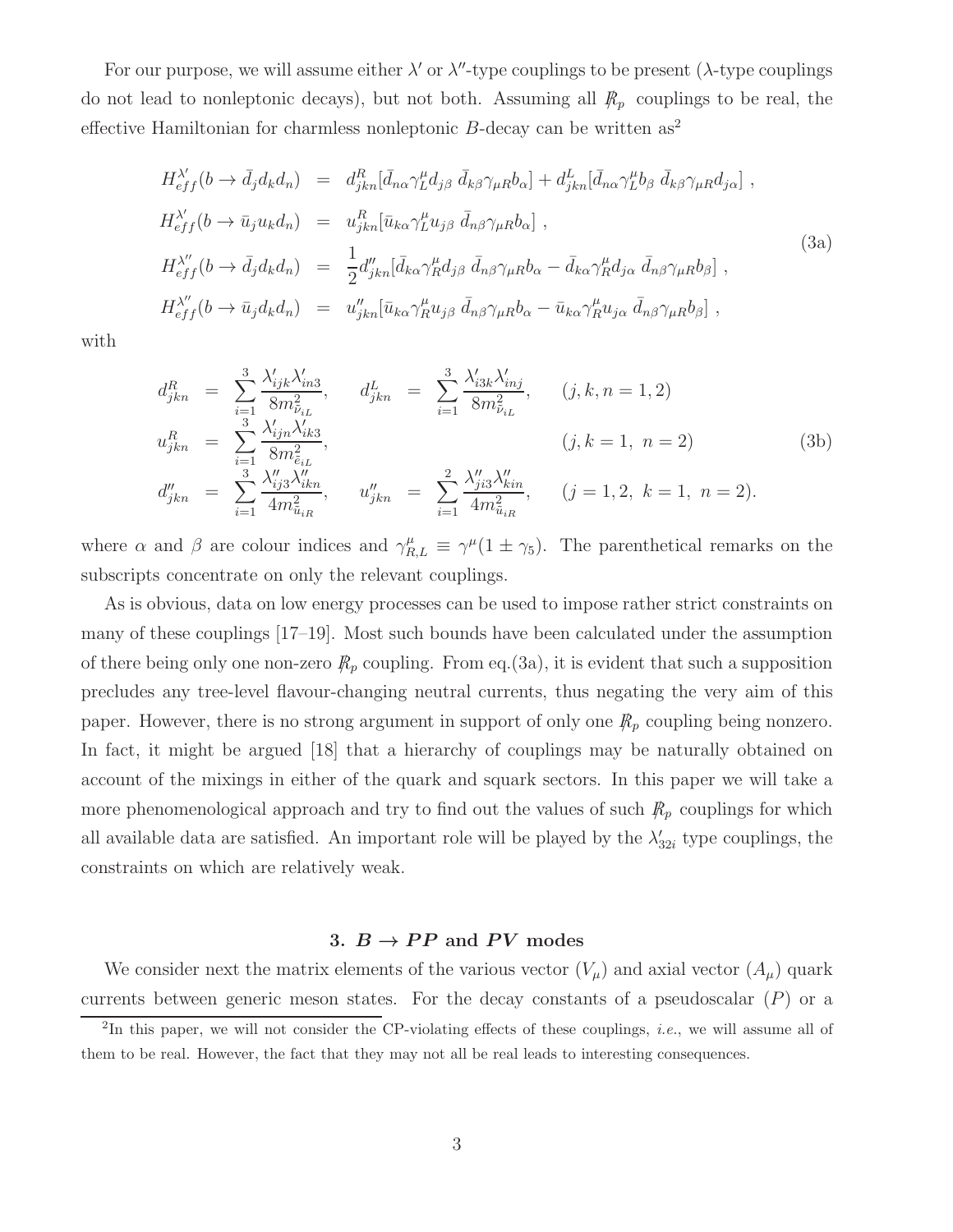For our purpose, we will assume either $\lambda'$ or $\lambda''$-type couplings to be present ($\lambda$-type couplings do not lead to nonleptonic decays), but not both. Assuming all $\not{R}_p$ couplings to be real, the effective Hamiltonian for charmless nonleptonic $B$-decay can be written as[2]

$$
\begin{aligned}
H_{eff}^{\lambda'}(b \to \bar{d}_j d_k d_n) &= d^R_{jkn}[\bar{d}_{n\alpha}\gamma^\mu_L d_{j\beta}\ \bar{d}_{k\beta}\gamma_{\mu R} b_\alpha] + d^L_{jkn}[\bar{d}_{n\alpha}\gamma^\mu_L b_\beta\ \bar{d}_{k\beta}\gamma_{\mu R} d_{j\alpha}]\ , \\
H_{eff}^{\lambda'}(b \to \bar{u}_j u_k d_n) &= u^R_{jkn}[\bar{u}_{k\alpha}\gamma^\mu_L u_{j\beta}\ \bar{d}_{n\beta}\gamma_{\mu R} b_\alpha]\ , \\
H_{eff}^{\lambda''}(b \to \bar{d}_j d_k d_n) &= \frac{1}{2} d''_{jkn}[\bar{d}_{k\alpha}\gamma^\mu_R d_{j\beta}\ \bar{d}_{n\beta}\gamma_{\mu R} b_\alpha - \bar{d}_{k\alpha}\gamma^\mu_R d_{j\alpha}\ \bar{d}_{n\beta}\gamma_{\mu R} b_\beta]\ , \\
H_{eff}^{\lambda''}(b \to \bar{u}_j d_k d_n) &= u''_{jkn}[\bar{u}_{k\alpha}\gamma^\mu_R u_{j\beta}\ \bar{d}_{n\beta}\gamma_{\mu R} b_\alpha - \bar{u}_{k\alpha}\gamma^\mu_R u_{j\alpha}\ \bar{d}_{n\beta}\gamma_{\mu R} b_\beta]\ ,
\end{aligned}
\tag{3a}
$$

with

$$
\begin{aligned}
d^R_{jkn} &= \sum_{i=1}^{3} \frac{\lambda'_{ijk}\lambda'_{in3}}{8m^2_{\tilde{\nu}_{iL}}}, \qquad d^L_{jkn} = \sum_{i=1}^{3} \frac{\lambda'_{i3k}\lambda'_{inj}}{8m^2_{\tilde{\nu}_{iL}}}, \qquad (j,k,n = 1,2) \\
u^R_{jkn} &= \sum_{i=1}^{3} \frac{\lambda'_{ijn}\lambda'_{ik3}}{8m^2_{\tilde{e}_{iL}}}, \qquad\qquad\qquad\qquad\qquad\qquad (j,k = 1,\ n = 2) \\
d''_{jkn} &= \sum_{i=1}^{3} \frac{\lambda''_{ij3}\lambda''_{ikn}}{4m^2_{\tilde{u}_{iR}}}, \qquad u''_{jkn} = \sum_{i=1}^{2} \frac{\lambda''_{ji3}\lambda''_{kin}}{4m^2_{\tilde{u}_{iR}}}, \qquad (j = 1,2,\ k = 1,\ n = 2).
\end{aligned}
\tag{3b}
$$

where $\alpha$ and $\beta$ are colour indices and $\gamma^\mu_{R,L} \equiv \gamma^\mu(1 \pm \gamma_5)$. The parenthetical remarks on the subscripts concentrate on only the relevant couplings.

As is obvious, data on low energy processes can be used to impose rather strict constraints on many of these couplings [17–19]. Most such bounds have been calculated under the assumption of there being only one non-zero $\not{R}_p$ coupling. From eq.(3a), it is evident that such a supposition precludes any tree-level flavour-changing neutral currents, thus negating the very aim of this paper. However, there is no strong argument in support of only one $\not{R}_p$ coupling being nonzero. In fact, it might be argued [18] that a hierarchy of couplings may be naturally obtained on account of the mixings in either of the quark and squark sectors. In this paper we will take a more phenomenological approach and try to find out the values of such $\not{R}_p$ couplings for which all available data are satisfied. An important role will be played by the $\lambda'_{32i}$ type couplings, the constraints on which are relatively weak.

### 3. $B \to PP$ and $PV$ modes

We consider next the matrix elements of the various vector ($V_\mu$) and axial vector ($A_\mu$) quark currents between generic meson states. For the decay constants of a pseudoscalar ($P$) or a

[2] In this paper, we will not consider the CP-violating effects of these couplings, *i.e.*, we will assume all of them to be real. However, the fact that they may not all be real leads to interesting consequences.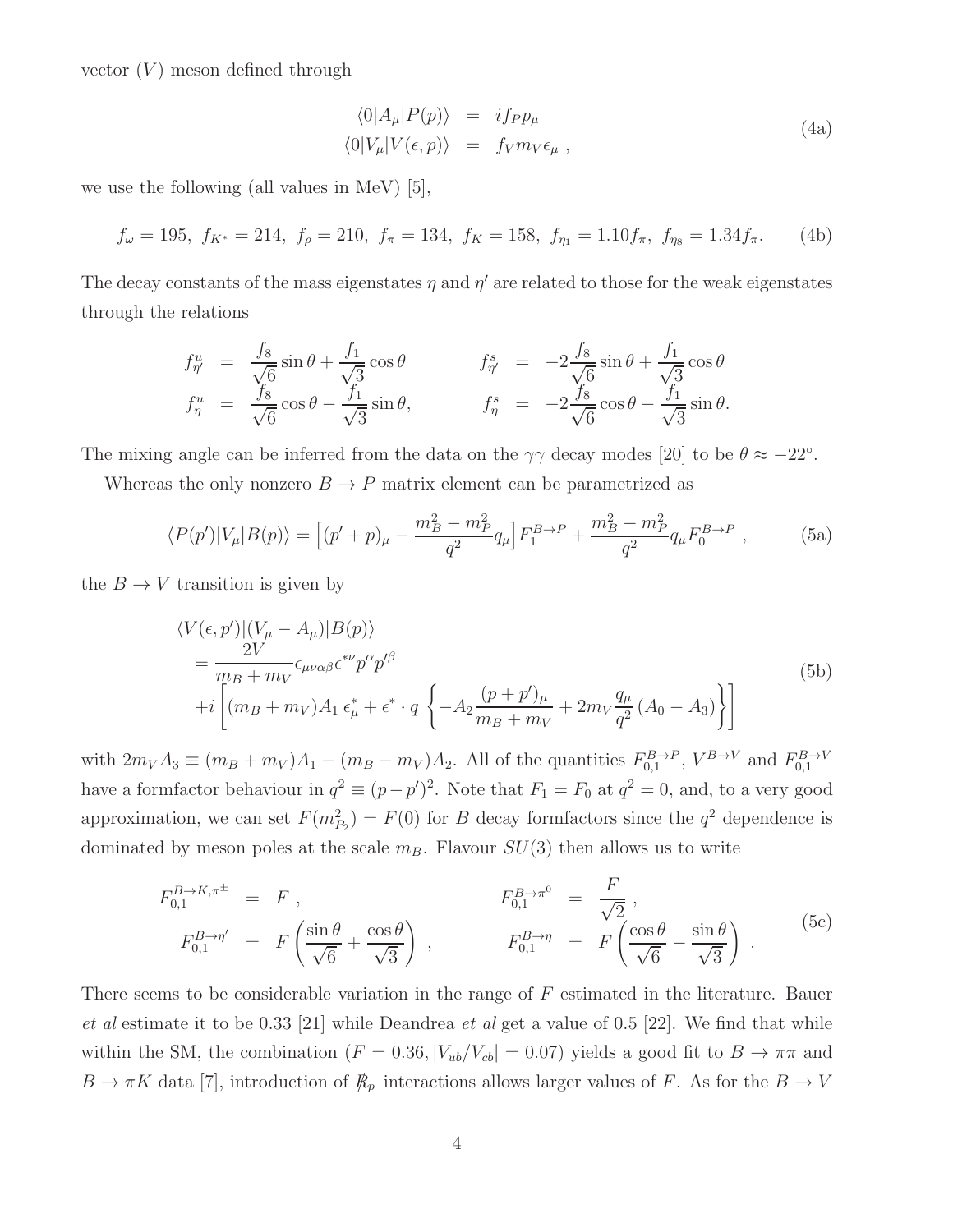vector ($V$) meson defined through

$$
\begin{aligned}
\langle 0|A_\mu|P(p)\rangle &= i f_P p_\mu \\
\langle 0|V_\mu|V(\epsilon, p)\rangle &= f_V m_V \epsilon_\mu \ ,
\end{aligned}
\tag{4a}
$$

we use the following (all values in MeV) [5],

$$
f_\omega = 195,\ f_{K^*} = 214,\ f_\rho = 210,\ f_\pi = 134,\ f_K = 158,\ f_{\eta_1} = 1.10 f_\pi,\ f_{\eta_8} = 1.34 f_\pi. \tag{4b}
$$

The decay constants of the mass eigenstates $\eta$ and $\eta'$ are related to those for the weak eigenstates through the relations

$$
\begin{aligned}
f^u_{\eta'} &= \frac{f_8}{\sqrt{6}}\sin\theta + \frac{f_1}{\sqrt{3}}\cos\theta & \qquad f^s_{\eta'} &= -2\frac{f_8}{\sqrt{6}}\sin\theta + \frac{f_1}{\sqrt{3}}\cos\theta \\
f^u_{\eta} &= \frac{f_8}{\sqrt{6}}\cos\theta - \frac{f_1}{\sqrt{3}}\sin\theta, & \qquad f^s_{\eta} &= -2\frac{f_8}{\sqrt{6}}\cos\theta - \frac{f_1}{\sqrt{3}}\sin\theta.
\end{aligned}
$$

The mixing angle can be inferred from the data on the $\gamma\gamma$ decay modes [20] to be $\theta \approx -22^\circ$.

Whereas the only nonzero $B \to P$ matrix element can be parametrized as

$$
\langle P(p')|V_\mu|B(p)\rangle = \Big[(p'+p)_\mu - \frac{m_B^2 - m_P^2}{q^2} q_\mu\Big] F_1^{B\to P} + \frac{m_B^2 - m_P^2}{q^2} q_\mu F_0^{B\to P} \ , \tag{5a}
$$

the $B \to V$ transition is given by

$$
\begin{aligned}
&\langle V(\epsilon, p')|(V_\mu - A_\mu)|B(p)\rangle \\
&= \frac{2V}{m_B + m_V}\epsilon_{\mu\nu\alpha\beta}\epsilon^{*\nu} p^\alpha p'^\beta \\
&+ i\left[(m_B + m_V)A_1\, \epsilon^*_\mu + \epsilon^*\cdot q\,\left\{-A_2\frac{(p+p')_\mu}{m_B + m_V} + 2m_V\frac{q_\mu}{q^2}\left(A_0 - A_3\right)\right\}\right]
\end{aligned}
\tag{5b}
$$

with $2m_V A_3 \equiv (m_B + m_V)A_1 - (m_B - m_V)A_2$. All of the quantities $F_{0,1}^{B\to P}$, $V^{B\to V}$ and $F_{0,1}^{B\to V}$ have a formfactor behaviour in $q^2 \equiv (p - p')^2$. Note that $F_1 = F_0$ at $q^2 = 0$, and, to a very good approximation, we can set $F(m^2_{P_2}) = F(0)$ for $B$ decay formfactors since the $q^2$ dependence is dominated by meson poles at the scale $m_B$. Flavour $SU(3)$ then allows us to write

$$
\begin{aligned}
F_{0,1}^{B\to K,\pi^\pm} &= F \ , & \qquad F_{0,1}^{B\to\pi^0} &= \frac{F}{\sqrt{2}} \ , \\
F_{0,1}^{B\to\eta'} &= F\left(\frac{\sin\theta}{\sqrt{6}} + \frac{\cos\theta}{\sqrt{3}}\right) \ , & \qquad F_{0,1}^{B\to\eta} &= F\left(\frac{\cos\theta}{\sqrt{6}} - \frac{\sin\theta}{\sqrt{3}}\right) \ .
\end{aligned}
\tag{5c}
$$

There seems to be considerable variation in the range of $F$ estimated in the literature. Bauer *et al* estimate it to be 0.33 [21] while Deandrea *et al* get a value of 0.5 [22]. We find that while within the SM, the combination ($F = 0.36, |V_{ub}/V_{cb}| = 0.07$) yields a good fit to $B \to \pi\pi$ and $B \to \pi K$ data [7], introduction of $R\!\!\!/_p$ interactions allows larger values of $F$. As for the $B \to V$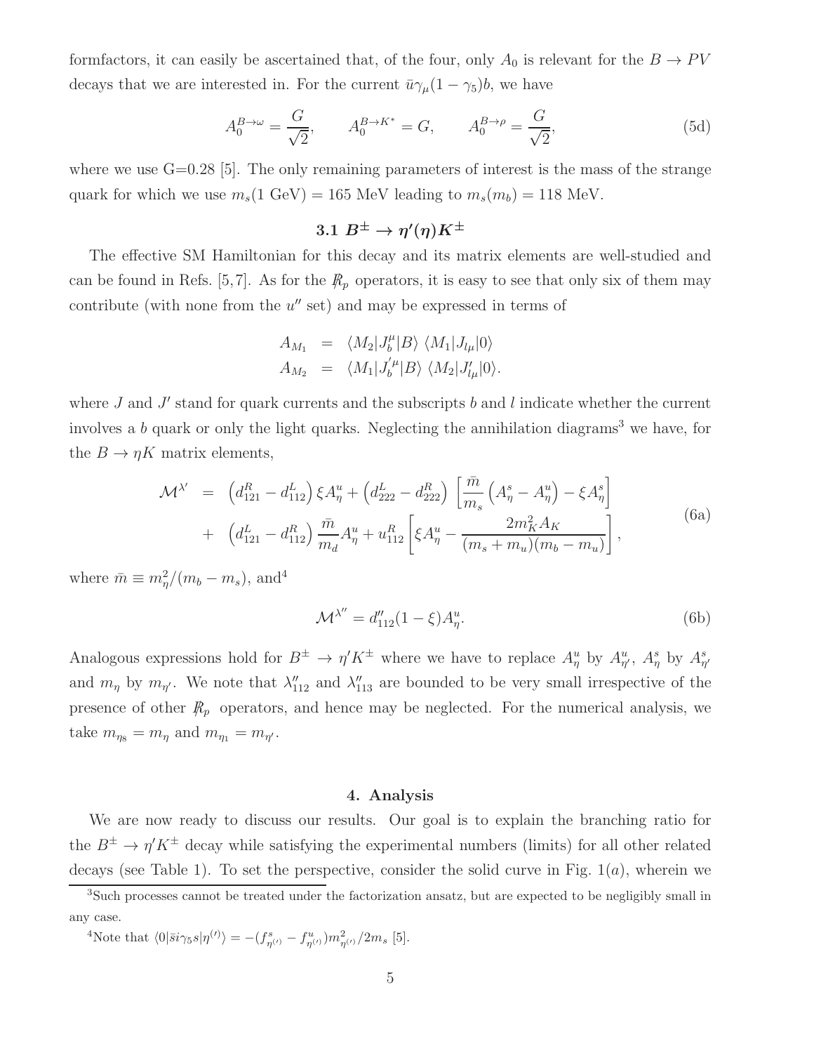formfactors, it can easily be ascertained that, of the four, only $A_0$ is relevant for the $B \to PV$ decays that we are interested in. For the current $\bar{u}\gamma_\mu(1-\gamma_5)b$, we have

$$A_0^{B\to\omega} = \frac{G}{\sqrt{2}}, \qquad A_0^{B\to K^*} = G, \qquad A_0^{B\to\rho} = \frac{G}{\sqrt{2}}, \tag{5d}$$

where we use G=0.28 [5]. The only remaining parameters of interest is the mass of the strange quark for which we use $m_s(1 \text{ GeV}) = 165$ MeV leading to $m_s(m_b) = 118$ MeV.

### 3.1 $B^\pm \to \eta'(\eta) K^\pm$

The effective SM Hamiltonian for this decay and its matrix elements are well-studied and can be found in Refs. [5,7]. As for the $\not{R}_p$ operators, it is easy to see that only six of them may contribute (with none from the $u''$ set) and may be expressed in terms of

$$\begin{aligned}
A_{M_1} &= \langle M_2 | J_b^\mu | B \rangle \, \langle M_1 | J_{l\mu} | 0 \rangle \\
A_{M_2} &= \langle M_1 | J_b^{'\mu} | B \rangle \, \langle M_2 | J'_{l\mu} | 0 \rangle .
\end{aligned}$$

where $J$ and $J'$ stand for quark currents and the subscripts $b$ and $l$ indicate whether the current involves a $b$ quark or only the light quarks. Neglecting the annihilation diagrams[3] we have, for the $B \to \eta K$ matrix elements,

$$\begin{aligned}
\mathcal{M}^{\lambda'} &= \left(d^R_{121} - d^L_{112}\right) \xi A^u_\eta + \left(d^L_{222} - d^R_{222}\right) \left[\frac{\bar{m}}{m_s}\left(A^s_\eta - A^u_\eta\right) - \xi A^s_\eta\right] \\
&+ \left(d^L_{121} - d^R_{112}\right) \frac{\bar{m}}{m_d} A^u_\eta + u^R_{112}\left[\xi A^u_\eta - \frac{2 m_K^2 A_K}{(m_s + m_u)(m_b - m_u)}\right],
\end{aligned} \tag{6a}$$

where $\bar{m} \equiv m_\eta^2/(m_b - m_s)$, and[4]

$$\mathcal{M}^{\lambda''} = d''_{112}(1-\xi) A^u_\eta . \tag{6b}$$

Analogous expressions hold for $B^\pm \to \eta' K^\pm$ where we have to replace $A^u_\eta$ by $A^u_{\eta'}$, $A^s_\eta$ by $A^s_{\eta'}$ and $m_\eta$ by $m_{\eta'}$. We note that $\lambda''_{112}$ and $\lambda''_{113}$ are bounded to be very small irrespective of the presence of other $\not{R}_p$ operators, and hence may be neglected. For the numerical analysis, we take $m_{\eta_8} = m_\eta$ and $m_{\eta_1} = m_{\eta'}$.

## 4. Analysis

We are now ready to discuss our results. Our goal is to explain the branching ratio for the $B^\pm \to \eta' K^\pm$ decay while satisfying the experimental numbers (limits) for all other related decays (see Table 1). To set the perspective, consider the solid curve in Fig. 1($a$), wherein we

[3] Such processes cannot be treated under the factorization ansatz, but are expected to be negligibly small in any case.

[4] Note that $\langle 0 | \bar{s} i \gamma_5 s | \eta^{(\prime)} \rangle = -(f^s_{\eta^{(\prime)}} - f^u_{\eta^{(\prime)}}) m^2_{\eta^{(\prime)}} / 2 m_s$ [5].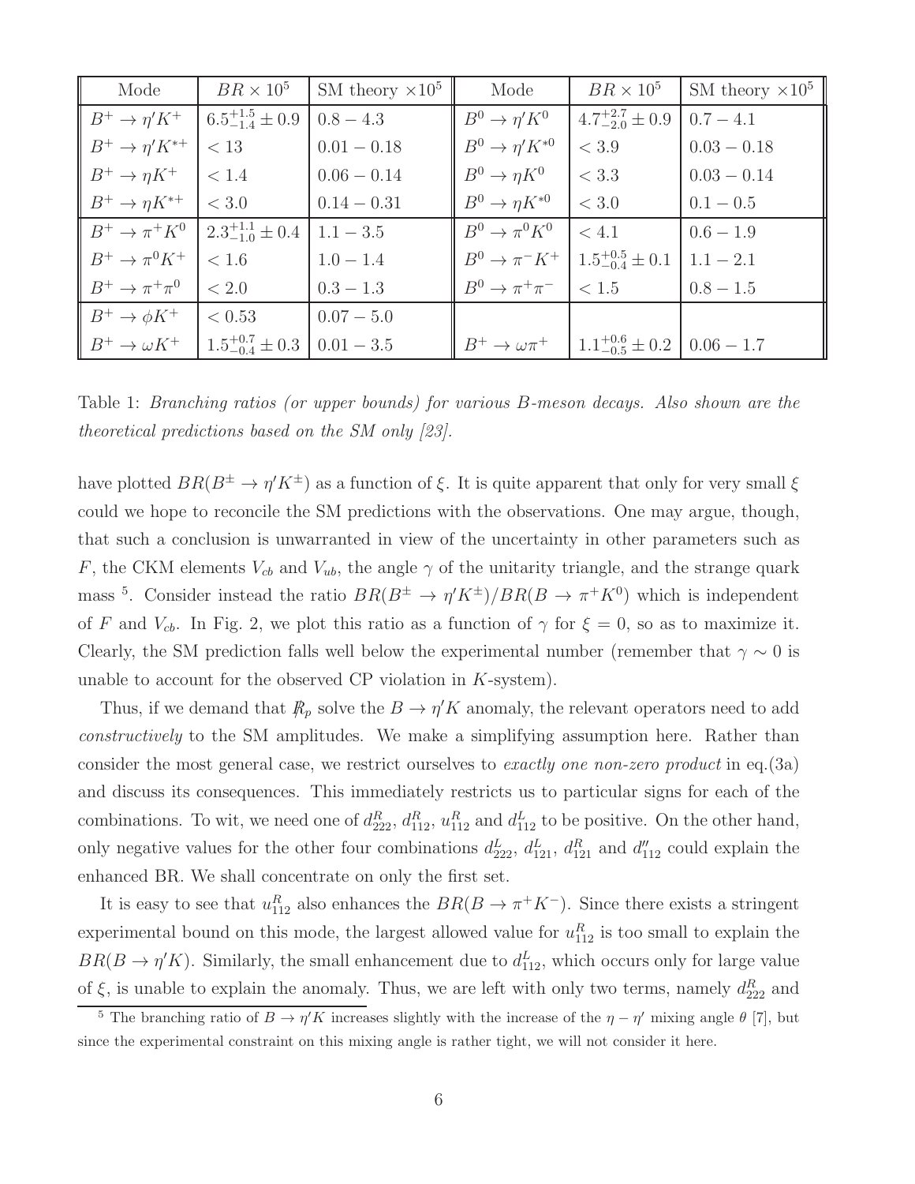| Mode | $BR \times 10^5$ | SM theory $\times 10^5$ | Mode | $BR \times 10^5$ | SM theory $\times 10^5$ |
|---|---|---|---|---|---|
| $B^+ \to \eta' K^+$ | $6.5^{+1.5}_{-1.4} \pm 0.9$ | $0.8 - 4.3$ | $B^0 \to \eta' K^0$ | $4.7^{+2.7}_{-2.0} \pm 0.9$ | $0.7 - 4.1$ |
| $B^+ \to \eta' K^{*+}$ | $< 13$ | $0.01 - 0.18$ | $B^0 \to \eta' K^{*0}$ | $< 3.9$ | $0.03 - 0.18$ |
| $B^+ \to \eta K^+$ | $< 1.4$ | $0.06 - 0.14$ | $B^0 \to \eta K^0$ | $< 3.3$ | $0.03 - 0.14$ |
| $B^+ \to \eta K^{*+}$ | $< 3.0$ | $0.14 - 0.31$ | $B^0 \to \eta K^{*0}$ | $< 3.0$ | $0.1 - 0.5$ |
| $B^+ \to \pi^+ K^0$ | $2.3^{+1.1}_{-1.0} \pm 0.4$ | $1.1 - 3.5$ | $B^0 \to \pi^0 K^0$ | $< 4.1$ | $0.6 - 1.9$ |
| $B^+ \to \pi^0 K^+$ | $< 1.6$ | $1.0 - 1.4$ | $B^0 \to \pi^- K^+$ | $1.5^{+0.5}_{-0.4} \pm 0.1$ | $1.1 - 2.1$ |
| $B^+ \to \pi^+ \pi^0$ | $< 2.0$ | $0.3 - 1.3$ | $B^0 \to \pi^+ \pi^-$ | $< 1.5$ | $0.8 - 1.5$ |
| $B^+ \to \phi K^+$ | $< 0.53$ | $0.07 - 5.0$ | | | |
| $B^+ \to \omega K^+$ | $1.5^{+0.7}_{-0.4} \pm 0.3$ | $0.01 - 3.5$ | $B^+ \to \omega \pi^+$ | $1.1^{+0.6}_{-0.5} \pm 0.2$ | $0.06 - 1.7$ |

Table 1: *Branching ratios (or upper bounds) for various B-meson decays. Also shown are the theoretical predictions based on the SM only [23].*

have plotted $BR(B^\pm \to \eta' K^\pm)$ as a function of $\xi$. It is quite apparent that only for very small $\xi$ could we hope to reconcile the SM predictions with the observations. One may argue, though, that such a conclusion is unwarranted in view of the uncertainty in other parameters such as $F$, the CKM elements $V_{cb}$ and $V_{ub}$, the angle $\gamma$ of the unitarity triangle, and the strange quark mass [5]. Consider instead the ratio $BR(B^\pm \to \eta' K^\pm)/BR(B \to \pi^+ K^0)$ which is independent of $F$ and $V_{cb}$. In Fig. 2, we plot this ratio as a function of $\gamma$ for $\xi = 0$, so as to maximize it. Clearly, the SM prediction falls well below the experimental number (remember that $\gamma \sim 0$ is unable to account for the observed CP violation in $K$-system).

Thus, if we demand that $\not R_p$ solve the $B \to \eta' K$ anomaly, the relevant operators need to add *constructively* to the SM amplitudes. We make a simplifying assumption here. Rather than consider the most general case, we restrict ourselves to *exactly one non-zero product* in eq.(3a) and discuss its consequences. This immediately restricts us to particular signs for each of the combinations. To wit, we need one of $d^R_{222}$, $d^R_{112}$, $u^R_{112}$ and $d^L_{112}$ to be positive. On the other hand, only negative values for the other four combinations $d^L_{222}$, $d^L_{121}$, $d^R_{121}$ and $d''_{112}$ could explain the enhanced BR. We shall concentrate on only the first set.

It is easy to see that $u^R_{112}$ also enhances the $BR(B \to \pi^+ K^-)$. Since there exists a stringent experimental bound on this mode, the largest allowed value for $u^R_{112}$ is too small to explain the $BR(B \to \eta' K)$. Similarly, the small enhancement due to $d^L_{112}$, which occurs only for large value of $\xi$, is unable to explain the anomaly. Thus, we are left with only two terms, namely $d^R_{222}$ and

[5] The branching ratio of $B \to \eta' K$ increases slightly with the increase of the $\eta - \eta'$ mixing angle $\theta$ [7], but since the experimental constraint on this mixing angle is rather tight, we will not consider it here.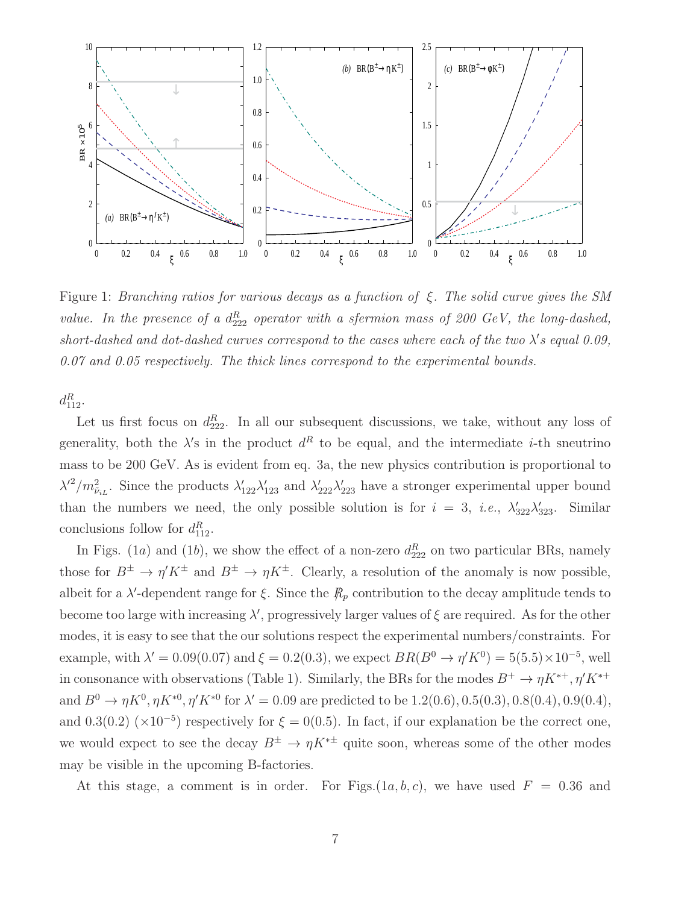Figure 1: *Branching ratios for various decays as a function of $\xi$. The solid curve gives the SM value. In the presence of a $d^R_{222}$ operator with a sfermion mass of 200 GeV, the long-dashed, short-dashed and dot-dashed curves correspond to the cases where each of the two $\lambda'$s equal 0.09, 0.07 and 0.05 respectively. The thick lines correspond to the experimental bounds.*

$d^R_{112}$.

Let us first focus on $d^R_{222}$. In all our subsequent discussions, we take, without any loss of generality, both the $\lambda$'s in the product $d^R$ to be equal, and the intermediate $i$-th sneutrino mass to be 200 GeV. As is evident from eq. 3a, the new physics contribution is proportional to $\lambda'^2/m^2_{\tilde{\nu}_{iL}}$. Since the products $\lambda'_{122}\lambda'_{123}$ and $\lambda'_{222}\lambda'_{223}$ have a stronger experimental upper bound than the numbers we need, the only possible solution is for $i = 3$, *i.e.*, $\lambda'_{322}\lambda'_{323}$. Similar conclusions follow for $d^R_{112}$.

In Figs. (1$a$) and (1$b$), we show the effect of a non-zero $d^R_{222}$ on two particular BRs, namely those for $B^\pm \to \eta' K^\pm$ and $B^\pm \to \eta K^\pm$. Clearly, a resolution of the anomaly is now possible, albeit for a $\lambda'$-dependent range for $\xi$. Since the $\not{R}_p$ contribution to the decay amplitude tends to become too large with increasing $\lambda'$, progressively larger values of $\xi$ are required. As for the other modes, it is easy to see that the our solutions respect the experimental numbers/constraints. For example, with $\lambda' = 0.09(0.07)$ and $\xi = 0.2(0.3)$, we expect $BR(B^0 \to \eta' K^0) = 5(5.5) \times 10^{-5}$, well in consonance with observations (Table 1). Similarly, the BRs for the modes $B^+ \to \eta K^{*+}, \eta' K^{*+}$ and $B^0 \to \eta K^0, \eta K^{*0}, \eta' K^{*0}$ for $\lambda' = 0.09$ are predicted to be $1.2(0.6), 0.5(0.3), 0.8(0.4), 0.9(0.4)$, and $0.3(0.2)$ $(\times 10^{-5})$ respectively for $\xi = 0(0.5)$. In fact, if our explanation be the correct one, we would expect to see the decay $B^\pm \to \eta K^{*\pm}$ quite soon, whereas some of the other modes may be visible in the upcoming B-factories.

At this stage, a comment is in order. For Figs.(1$a, b, c$), we have used $F = 0.36$ and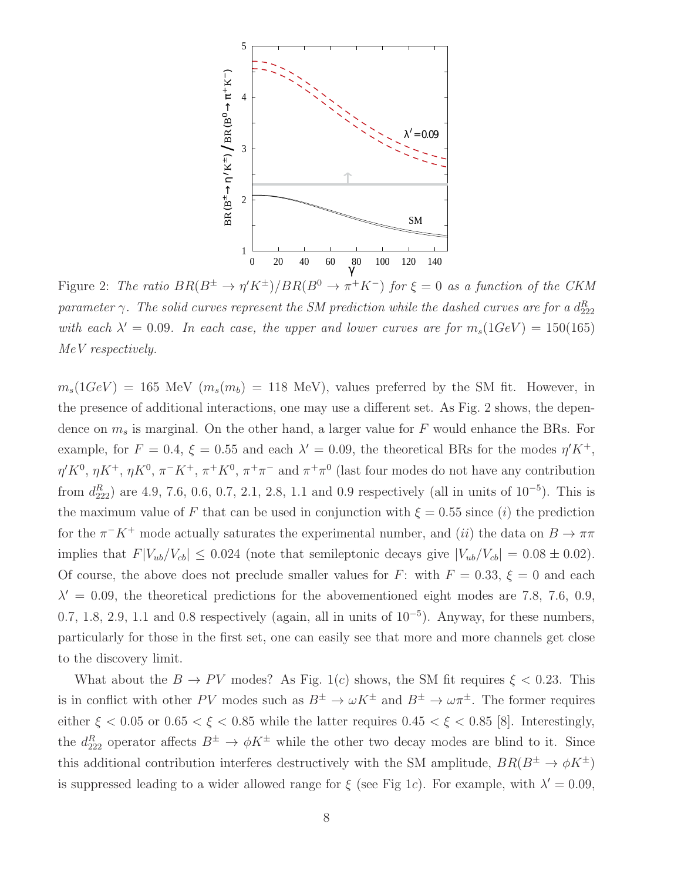Figure 2: *The ratio $BR(B^\pm \to \eta' K^\pm)/BR(B^0 \to \pi^+ K^-)$ for $\xi = 0$ as a function of the CKM parameter $\gamma$. The solid curves represent the SM prediction while the dashed curves are for a $d^R_{222}$ with each $\lambda' = 0.09$. In each case, the upper and lower curves are for $m_s(1GeV) = 150(165)$ MeV respectively.*

$m_s(1GeV) = 165$ MeV ($m_s(m_b) = 118$ MeV), values preferred by the SM fit. However, in the presence of additional interactions, one may use a different set. As Fig. 2 shows, the dependence on $m_s$ is marginal. On the other hand, a larger value for $F$ would enhance the BRs. For example, for $F = 0.4$, $\xi = 0.55$ and each $\lambda' = 0.09$, the theoretical BRs for the modes $\eta' K^+$, $\eta' K^0$, $\eta K^+$, $\eta K^0$, $\pi^- K^+$, $\pi^+ K^0$, $\pi^+\pi^-$ and $\pi^+\pi^0$ (last four modes do not have any contribution from $d^R_{222}$) are 4.9, 7.6, 0.6, 0.7, 2.1, 2.8, 1.1 and 0.9 respectively (all in units of $10^{-5}$). This is the maximum value of $F$ that can be used in conjunction with $\xi = 0.55$ since ($i$) the prediction for the $\pi^- K^+$ mode actually saturates the experimental number, and ($ii$) the data on $B \to \pi\pi$ implies that $F|V_{ub}/V_{cb}| \le 0.024$ (note that semileptonic decays give $|V_{ub}/V_{cb}| = 0.08 \pm 0.02$). Of course, the above does not preclude smaller values for $F$: with $F = 0.33$, $\xi = 0$ and each $\lambda' = 0.09$, the theoretical predictions for the abovementioned eight modes are 7.8, 7.6, 0.9, 0.7, 1.8, 2.9, 1.1 and 0.8 respectively (again, all in units of $10^{-5}$). Anyway, for these numbers, particularly for those in the first set, one can easily see that more and more channels get close to the discovery limit.

What about the $B \to PV$ modes? As Fig. 1($c$) shows, the SM fit requires $\xi < 0.23$. This is in conflict with other $PV$ modes such as $B^\pm \to \omega K^\pm$ and $B^\pm \to \omega \pi^\pm$. The former requires either $\xi < 0.05$ or $0.65 < \xi < 0.85$ while the latter requires $0.45 < \xi < 0.85$ [8]. Interestingly, the $d^R_{222}$ operator affects $B^\pm \to \phi K^\pm$ while the other two decay modes are blind to it. Since this additional contribution interferes destructively with the SM amplitude, $BR(B^\pm \to \phi K^\pm)$ is suppressed leading to a wider allowed range for $\xi$ (see Fig 1$c$). For example, with $\lambda' = 0.09$,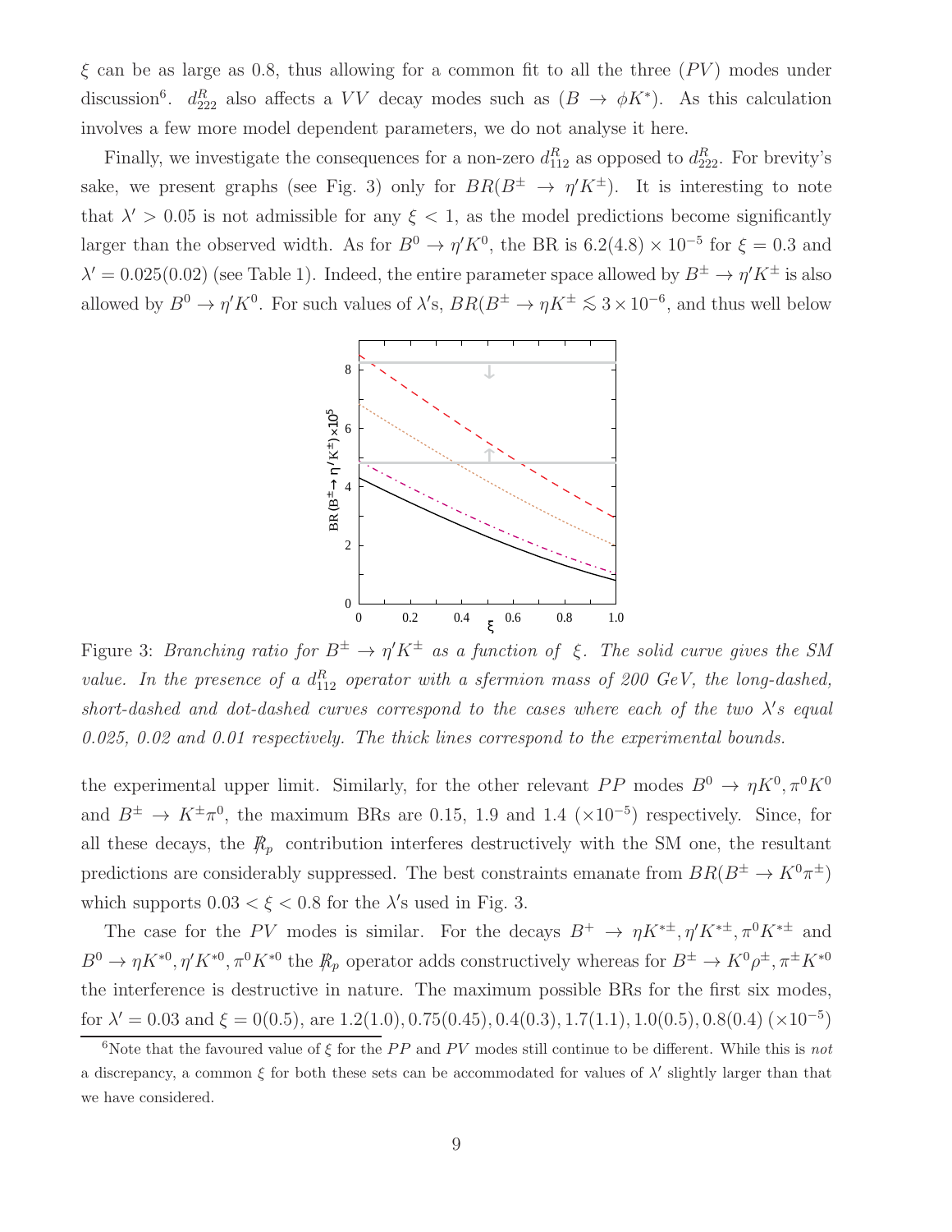$\xi$ can be as large as 0.8, thus allowing for a common fit to all the three $(PV)$ modes under discussion[6]. $d^R_{222}$ also affects a $VV$ decay modes such as $(B \to \phi K^*)$. As this calculation involves a few more model dependent parameters, we do not analyse it here.

Finally, we investigate the consequences for a non-zero $d^R_{112}$ as opposed to $d^R_{222}$. For brevity's sake, we present graphs (see Fig. 3) only for $BR(B^\pm \to \eta' K^\pm)$. It is interesting to note that $\lambda' > 0.05$ is not admissible for any $\xi < 1$, as the model predictions become significantly larger than the observed width. As for $B^0 \to \eta' K^0$, the BR is $6.2(4.8) \times 10^{-5}$ for $\xi = 0.3$ and $\lambda' = 0.025(0.02)$ (see Table 1). Indeed, the entire parameter space allowed by $B^\pm \to \eta' K^\pm$ is also allowed by $B^0 \to \eta' K^0$. For such values of $\lambda'$s, $BR(B^\pm \to \eta K^\pm \lesssim 3 \times 10^{-6}$, and thus well below

Figure 3: *Branching ratio for $B^\pm \to \eta' K^\pm$ as a function of $\xi$. The solid curve gives the SM value. In the presence of a $d^R_{112}$ operator with a sfermion mass of 200 GeV, the long-dashed, short-dashed and dot-dashed curves correspond to the cases where each of the two $\lambda'$s equal 0.025, 0.02 and 0.01 respectively. The thick lines correspond to the experimental bounds.*

the experimental upper limit. Similarly, for the other relevant $PP$ modes $B^0 \to \eta K^0, \pi^0 K^0$ and $B^\pm \to K^\pm \pi^0$, the maximum BRs are 0.15, 1.9 and 1.4 ($\times 10^{-5}$) respectively. Since, for all these decays, the $\not{R}_p$ contribution interferes destructively with the SM one, the resultant predictions are considerably suppressed. The best constraints emanate from $BR(B^\pm \to K^0 \pi^\pm)$ which supports $0.03 < \xi < 0.8$ for the $\lambda'$s used in Fig. 3.

The case for the $PV$ modes is similar. For the decays $B^+ \to \eta K^{*\pm}, \eta' K^{*\pm}, \pi^0 K^{*\pm}$ and $B^0 \to \eta K^{*0}, \eta' K^{*0}, \pi^0 K^{*0}$ the $\not{R}_p$ operator adds constructively whereas for $B^\pm \to K^0 \rho^\pm, \pi^\pm K^{*0}$ the interference is destructive in nature. The maximum possible BRs for the first six modes, for $\lambda' = 0.03$ and $\xi = 0(0.5)$, are $1.2(1.0), 0.75(0.45), 0.4(0.3), 1.7(1.1), 1.0(0.5), 0.8(0.4)$ $(\times 10^{-5})$

[6] Note that the favoured value of $\xi$ for the $PP$ and $PV$ modes still continue to be different. While this is *not* a discrepancy, a common $\xi$ for both these sets can be accommodated for values of $\lambda'$ slightly larger than that we have considered.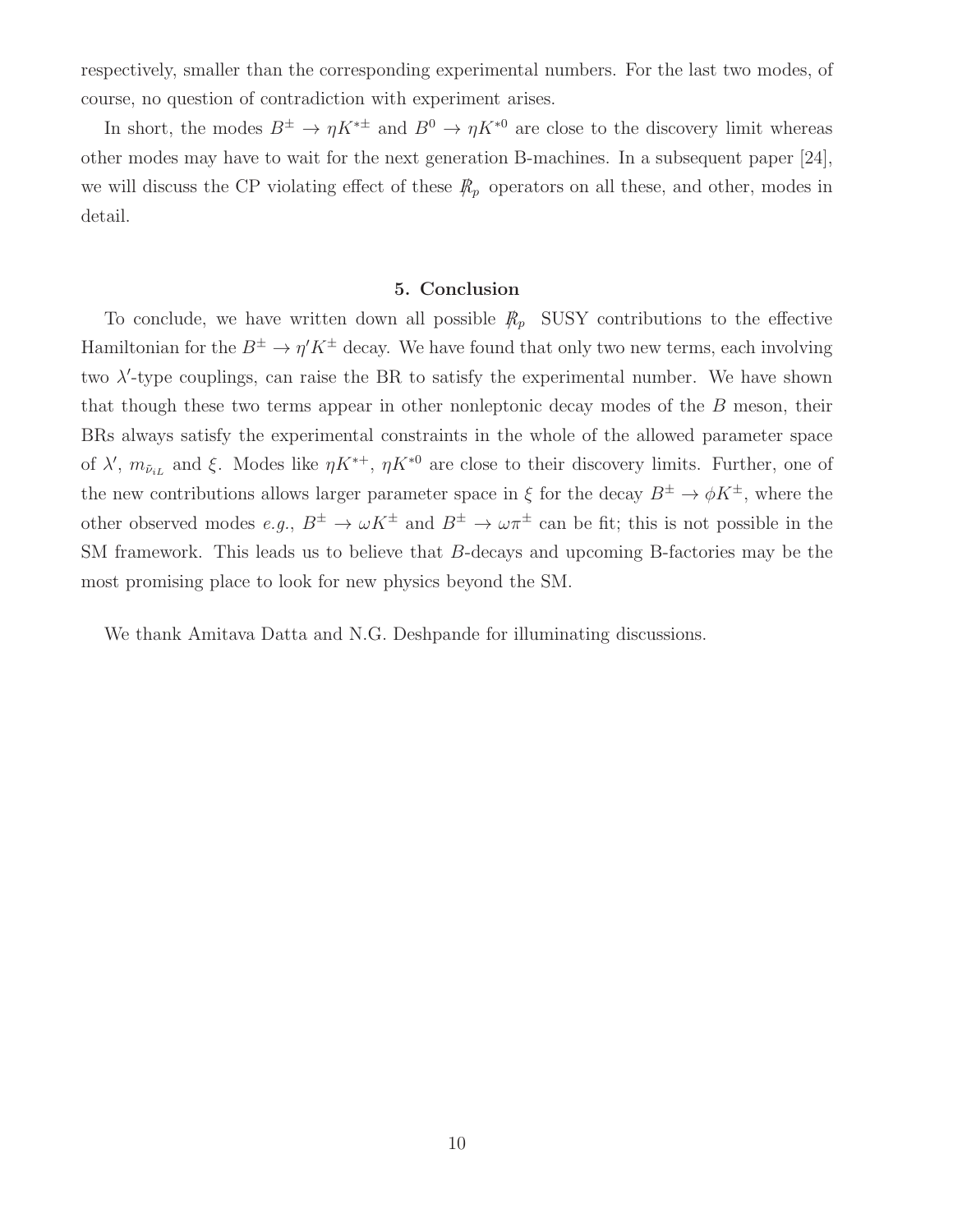respectively, smaller than the corresponding experimental numbers. For the last two modes, of course, no question of contradiction with experiment arises.

In short, the modes $B^\pm \to \eta K^{*\pm}$ and $B^0 \to \eta K^{*0}$ are close to the discovery limit whereas other modes may have to wait for the next generation B-machines. In a subsequent paper [24], we will discuss the CP violating effect of these $\not{R}_p$ operators on all these, and other, modes in detail.

## 5. Conclusion

To conclude, we have written down all possible $\not{R}_p$ SUSY contributions to the effective Hamiltonian for the $B^\pm \to \eta' K^\pm$ decay. We have found that only two new terms, each involving two $\lambda'$-type couplings, can raise the BR to satisfy the experimental number. We have shown that though these two terms appear in other nonleptonic decay modes of the $B$ meson, their BRs always satisfy the experimental constraints in the whole of the allowed parameter space of $\lambda'$, $m_{\tilde{\nu}_{iL}}$ and $\xi$. Modes like $\eta K^{*+}$, $\eta K^{*0}$ are close to their discovery limits. Further, one of the new contributions allows larger parameter space in $\xi$ for the decay $B^\pm \to \phi K^\pm$, where the other observed modes *e.g.*, $B^\pm \to \omega K^\pm$ and $B^\pm \to \omega \pi^\pm$ can be fit; this is not possible in the SM framework. This leads us to believe that $B$-decays and upcoming B-factories may be the most promising place to look for new physics beyond the SM.

We thank Amitava Datta and N.G. Deshpande for illuminating discussions.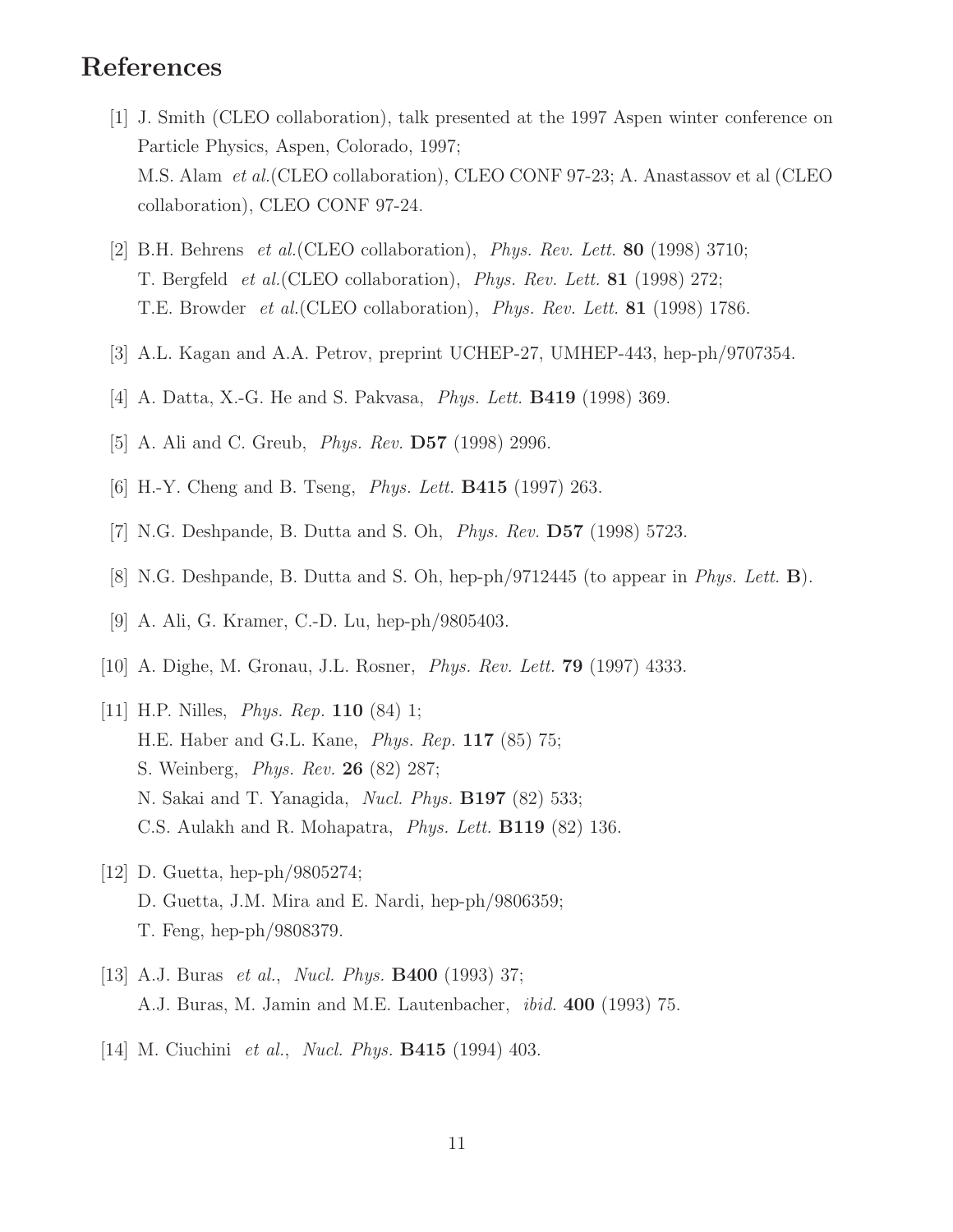# References

[1] J. Smith (CLEO collaboration), talk presented at the 1997 Aspen winter conference on Particle Physics, Aspen, Colorado, 1997;
M.S. Alam *et al.*(CLEO collaboration), CLEO CONF 97-23; A. Anastassov et al (CLEO collaboration), CLEO CONF 97-24.

[2] B.H. Behrens *et al.*(CLEO collaboration), *Phys. Rev. Lett.* **80** (1998) 3710;
T. Bergfeld *et al.*(CLEO collaboration), *Phys. Rev. Lett.* **81** (1998) 272;
T.E. Browder *et al.*(CLEO collaboration), *Phys. Rev. Lett.* **81** (1998) 1786.

[3] A.L. Kagan and A.A. Petrov, preprint UCHEP-27, UMHEP-443, hep-ph/9707354.

[4] A. Datta, X.-G. He and S. Pakvasa, *Phys. Lett.* **B419** (1998) 369.

[5] A. Ali and C. Greub, *Phys. Rev.* **D57** (1998) 2996.

[6] H.-Y. Cheng and B. Tseng, *Phys. Lett.* **B415** (1997) 263.

[7] N.G. Deshpande, B. Dutta and S. Oh, *Phys. Rev.* **D57** (1998) 5723.

[8] N.G. Deshpande, B. Dutta and S. Oh, hep-ph/9712445 (to appear in *Phys. Lett.* **B**).

[9] A. Ali, G. Kramer, C.-D. Lu, hep-ph/9805403.

[10] A. Dighe, M. Gronau, J.L. Rosner, *Phys. Rev. Lett.* **79** (1997) 4333.

[11] H.P. Nilles, *Phys. Rep.* **110** (84) 1;
H.E. Haber and G.L. Kane, *Phys. Rep.* **117** (85) 75;
S. Weinberg, *Phys. Rev.* **26** (82) 287;
N. Sakai and T. Yanagida, *Nucl. Phys.* **B197** (82) 533;
C.S. Aulakh and R. Mohapatra, *Phys. Lett.* **B119** (82) 136.

[12] D. Guetta, hep-ph/9805274;
D. Guetta, J.M. Mira and E. Nardi, hep-ph/9806359;
T. Feng, hep-ph/9808379.

[13] A.J. Buras *et al.*, *Nucl. Phys.* **B400** (1993) 37;
A.J. Buras, M. Jamin and M.E. Lautenbacher, *ibid.* **400** (1993) 75.

[14] M. Ciuchini *et al.*, *Nucl. Phys.* **B415** (1994) 403.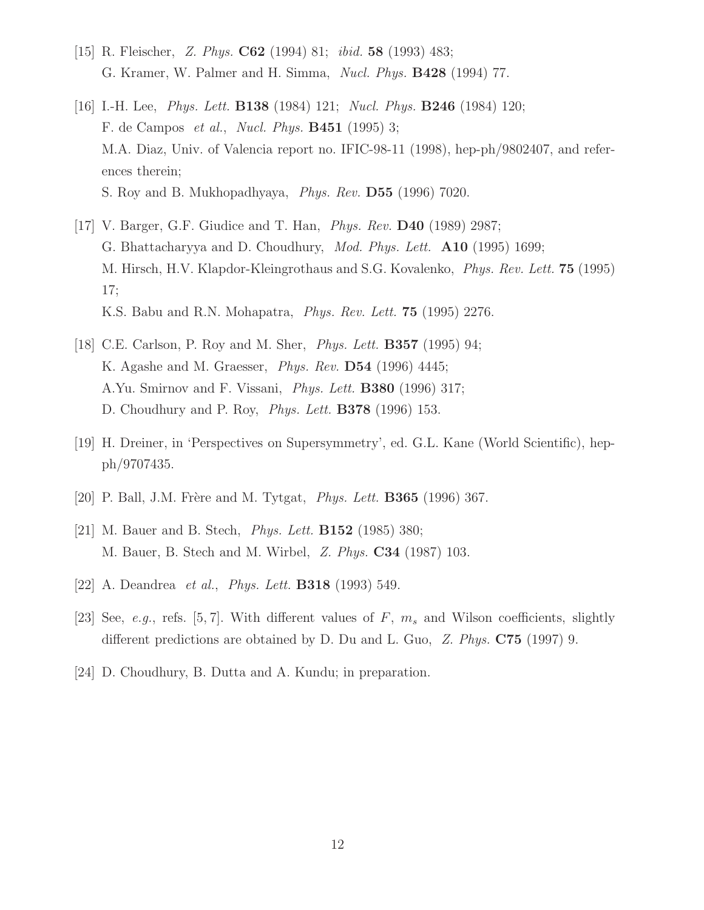[15] R. Fleischer, *Z. Phys.* **C62** (1994) 81; *ibid.* **58** (1993) 483;
G. Kramer, W. Palmer and H. Simma, *Nucl. Phys.* **B428** (1994) 77.

[16] I.-H. Lee, *Phys. Lett.* **B138** (1984) 121; *Nucl. Phys.* **B246** (1984) 120;
F. de Campos *et al.*, *Nucl. Phys.* **B451** (1995) 3;
M.A. Diaz, Univ. of Valencia report no. IFIC-98-11 (1998), hep-ph/9802407, and references therein;
S. Roy and B. Mukhopadhyaya, *Phys. Rev.* **D55** (1996) 7020.

[17] V. Barger, G.F. Giudice and T. Han, *Phys. Rev.* **D40** (1989) 2987;
G. Bhattacharyya and D. Choudhury, *Mod. Phys. Lett.* **A10** (1995) 1699;
M. Hirsch, H.V. Klapdor-Kleingrothaus and S.G. Kovalenko, *Phys. Rev. Lett.* **75** (1995) 17;
K.S. Babu and R.N. Mohapatra, *Phys. Rev. Lett.* **75** (1995) 2276.

[18] C.E. Carlson, P. Roy and M. Sher, *Phys. Lett.* **B357** (1995) 94;
K. Agashe and M. Graesser, *Phys. Rev.* **D54** (1996) 4445;
A.Yu. Smirnov and F. Vissani, *Phys. Lett.* **B380** (1996) 317;
D. Choudhury and P. Roy, *Phys. Lett.* **B378** (1996) 153.

[19] H. Dreiner, in 'Perspectives on Supersymmetry', ed. G.L. Kane (World Scientific), hep-ph/9707435.

[20] P. Ball, J.M. Frère and M. Tytgat, *Phys. Lett.* **B365** (1996) 367.

[21] M. Bauer and B. Stech, *Phys. Lett.* **B152** (1985) 380;
M. Bauer, B. Stech and M. Wirbel, *Z. Phys.* **C34** (1987) 103.

[22] A. Deandrea *et al.*, *Phys. Lett.* **B318** (1993) 549.

[23] See, *e.g.*, refs. [5, 7]. With different values of $F$, $m_s$ and Wilson coefficients, slightly different predictions are obtained by D. Du and L. Guo, *Z. Phys.* **C75** (1997) 9.

[24] D. Choudhury, B. Dutta and A. Kundu; in preparation.